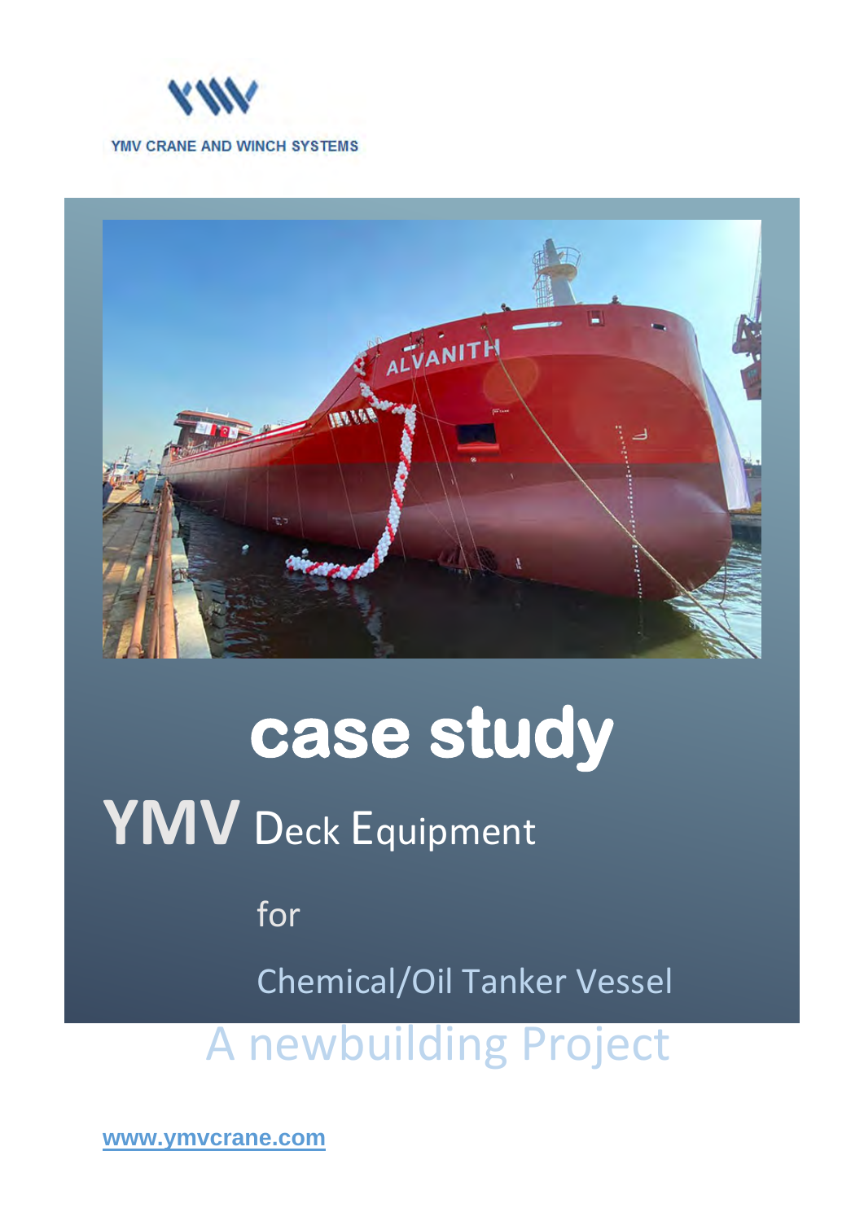YMV CRANE AND WINCH SYSTEMS

# case study

## YMV Deck Equipment

for

Chemical/Oil Tanker Vessel

A newbuilding Project

www.ymvcrane.com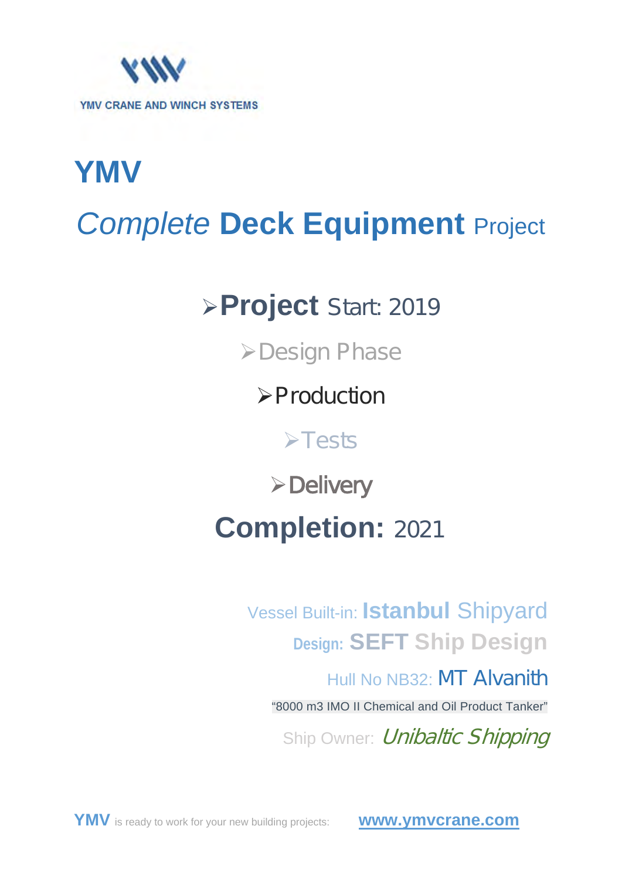YMV CRANE AND WINCH SYSTEMS

# YMV

## *Complete* **Deck Equipment** Project

- **Project** Start: 2019
- Design Phase
- Production
- Tests
- Delivery

**Completion:** 2021

Vessel Built-in: **Istanbul** Shipyard

**Design:** **SEFT Ship Design**

Hull No NB32: MT Alvanith

"8000 m3 IMO II Chemical and Oil Product Tanker"

Ship Owner: *Unibaltic Shipping*

**YMV** is ready to work for your new building projects: **www.ymvcrane.com**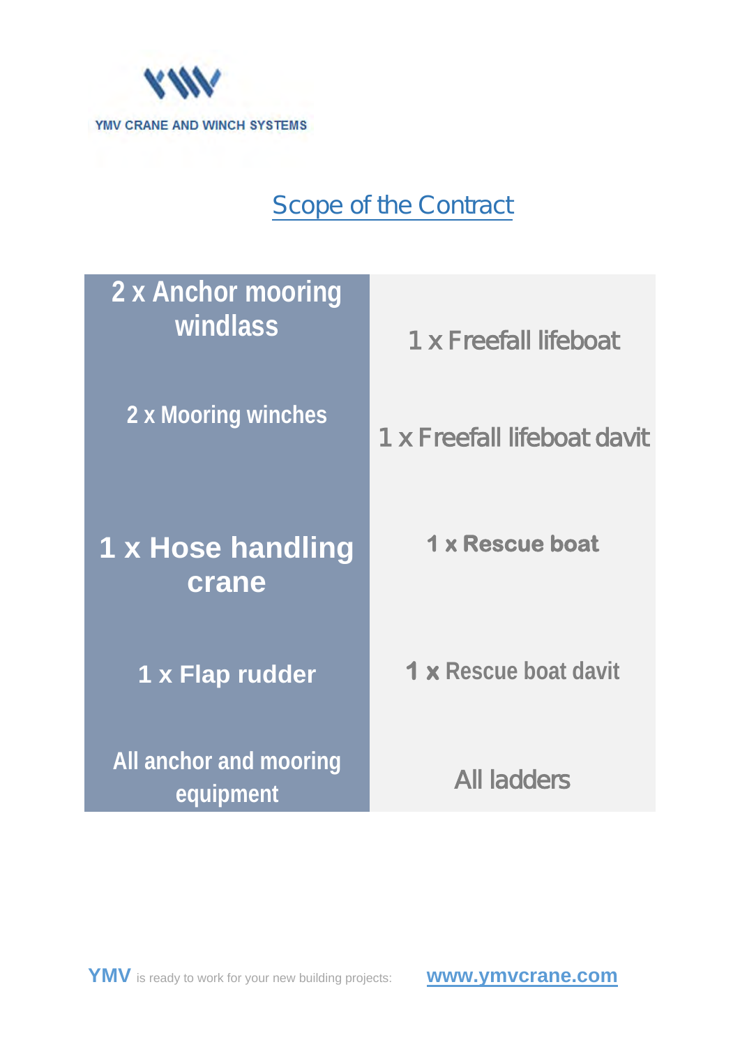YMV CRANE AND WINCH SYSTEMS

# Scope of the Contract

| | |
|---|---|
| 2 x Anchor mooring windlass | 1 x Freefall lifeboat |
| 2 x Mooring winches | 1 x Freefall lifeboat davit |
| 1 x Hose handling crane | 1 x Rescue boat |
| 1 x Flap rudder | 1 x Rescue boat davit |
| All anchor and mooring equipment | All ladders |

**YMV** is ready to work for your new building projects: **www.ymvcrane.com**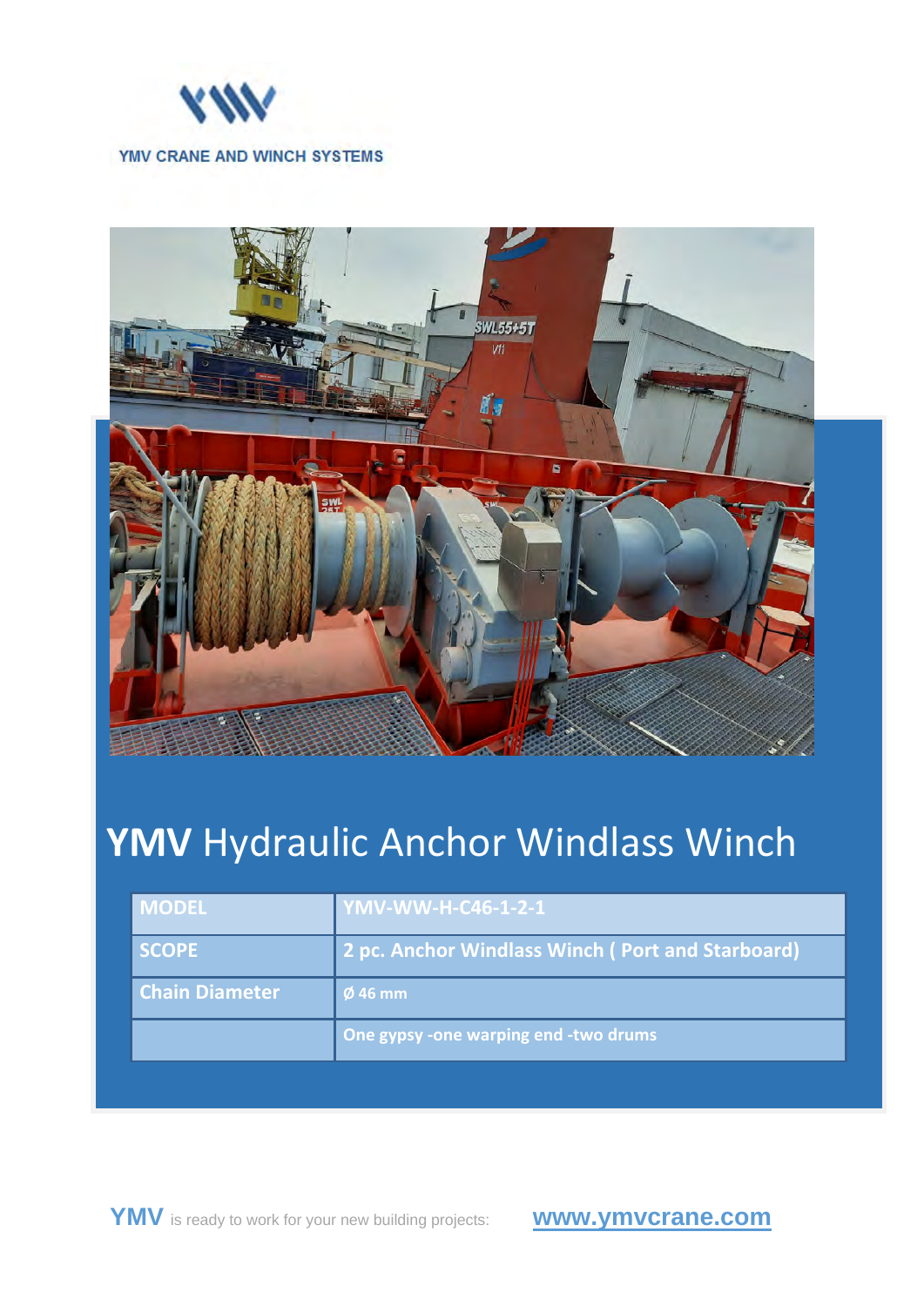YMV CRANE AND WINCH SYSTEMS

# **YMV** Hydraulic Anchor Windlass Winch

| MODEL | YMV-WW-H-C46-1-2-1 |
|---|---|
| SCOPE | 2 pc. Anchor Windlass Winch ( Port and Starboard) |
| Chain Diameter | Ø 46 mm |
| | One gypsy -one warping end -two drums |

**YMV** is ready to work for your new building projects: www.ymvcrane.com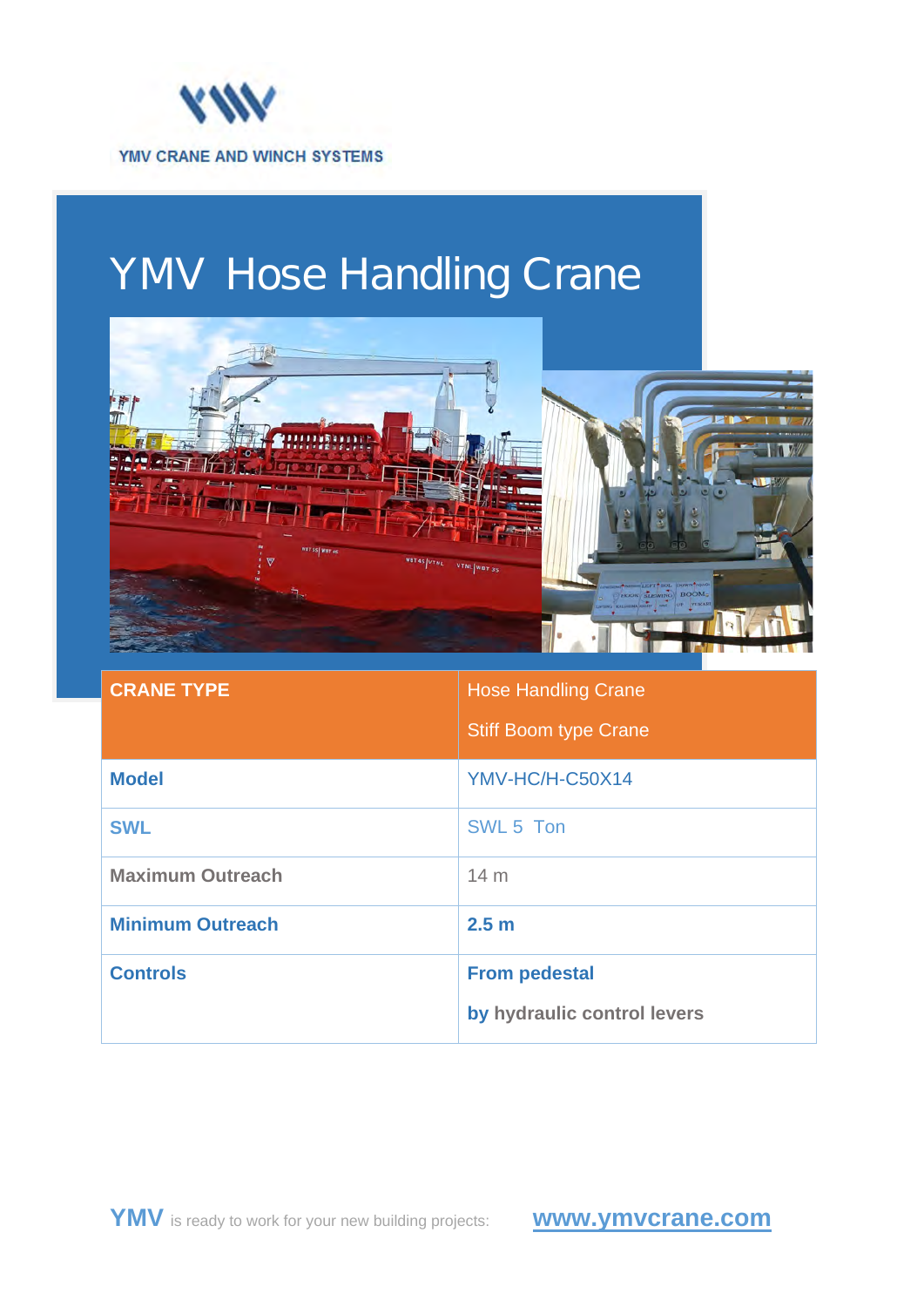YMV CRANE AND WINCH SYSTEMS

# YMV Hose Handling Crane

| CRANE TYPE | Hose Handling Crane<br>Stiff Boom type Crane |
|---|---|
| **Model** | YMV-HC/H-C50X14 |
| **SWL** | SWL 5 Ton |
| **Maximum Outreach** | 14 m |
| **Minimum Outreach** | **2.5 m** |
| **Controls** | **From pedestal**<br>**by hydraulic control levers** |

**YMV** is ready to work for your new building projects: **www.ymvcrane.com**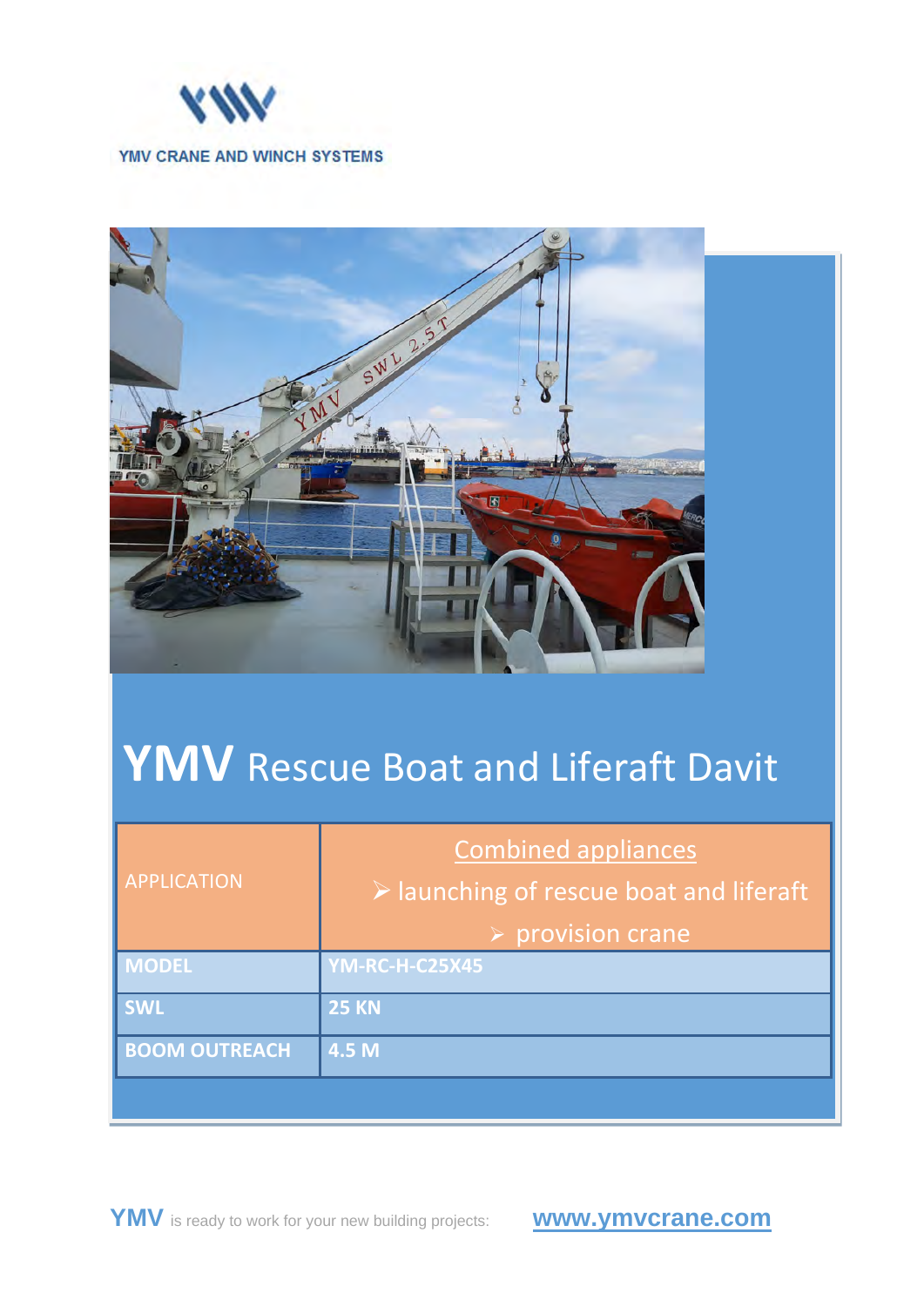YMV CRANE AND WINCH SYSTEMS

# YMV Rescue Boat and Liferaft Davit

| APPLICATION | Combined appliances<br>➢ launching of rescue boat and liferaft<br>➢ provision crane |
| --- | --- |
| **MODEL** | **YM-RC-H-C25X45** |
| **SWL** | **25 KN** |
| **BOOM OUTREACH** | **4.5 M** |

**YMV** is ready to work for your new building projects: **www.ymvcrane.com**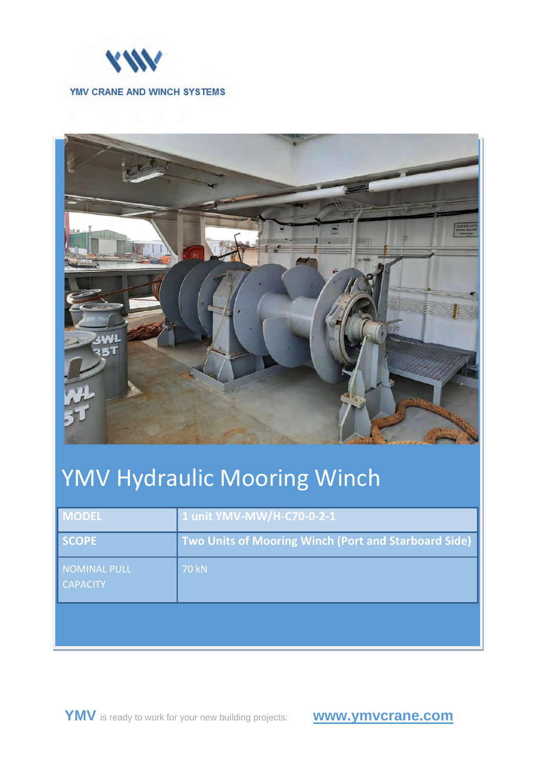YMV CRANE AND WINCH SYSTEMS

# YMV Hydraulic Mooring Winch

| MODEL | 1 unit YMV-MW/H-C70-0-2-1 |
| --- | --- |
| SCOPE | Two Units of Mooring Winch (Port and Starboard Side) |
| NOMINAL PULL CAPACITY | 70 kN |

**YMV** is ready to work for your new building projects: **www.ymvcrane.com**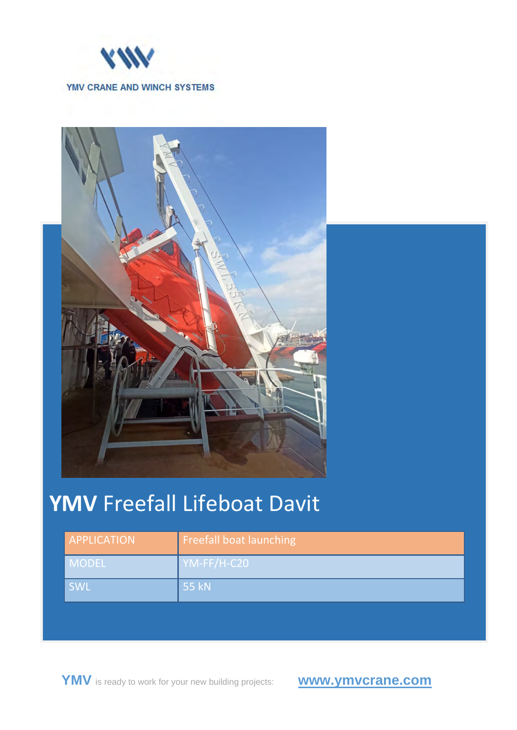YMV CRANE AND WINCH SYSTEMS

# YMV Freefall Lifeboat Davit

| APPLICATION | Freefall boat launching |
|---|---|
| MODEL | YM-FF/H-C20 |
| SWL | 55 kN |

**YMV** is ready to work for your new building projects: www.ymvcrane.com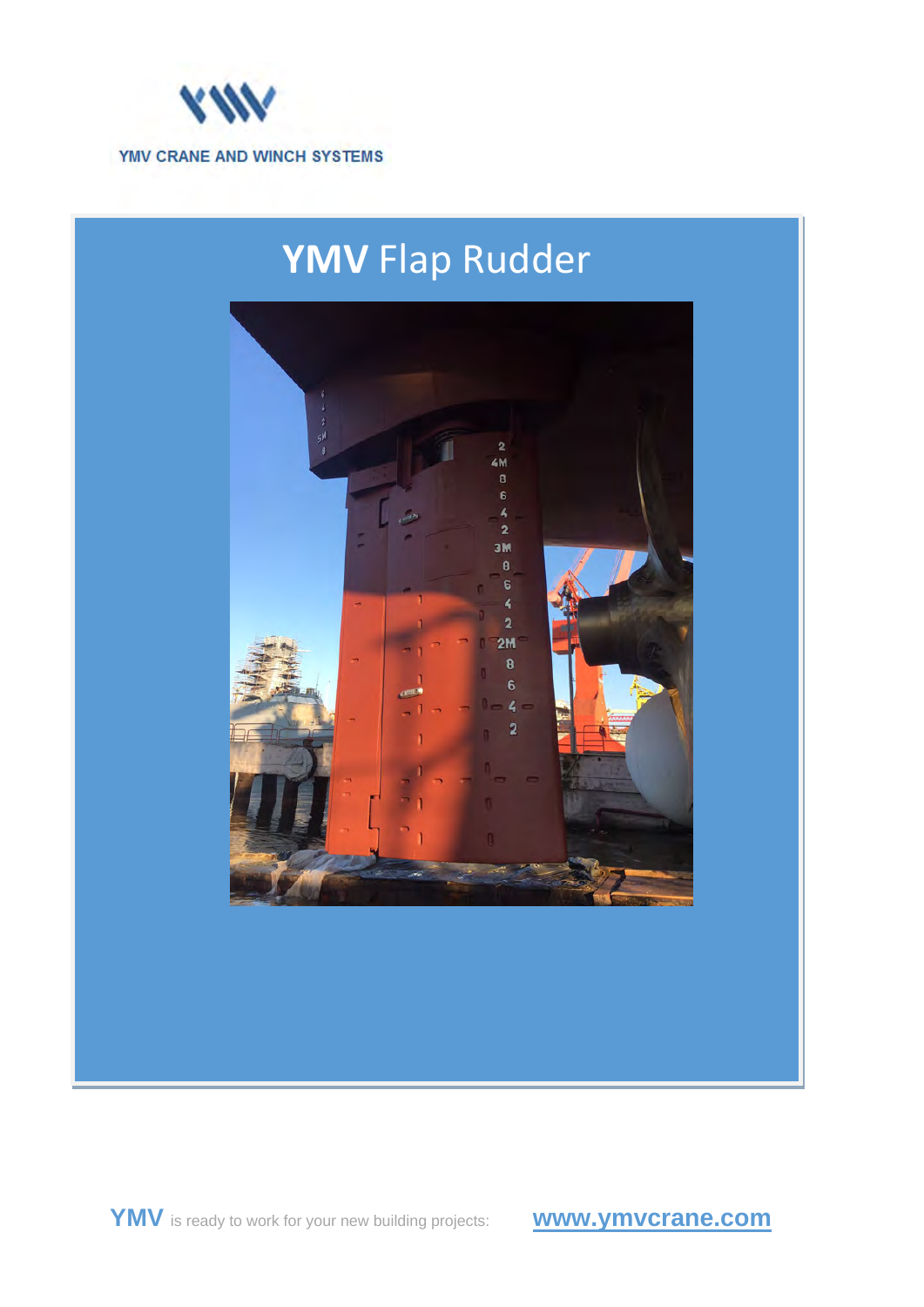YMV CRANE AND WINCH SYSTEMS

# YMV Flap Rudder

YMV is ready to work for your new building projects: www.ymvcrane.com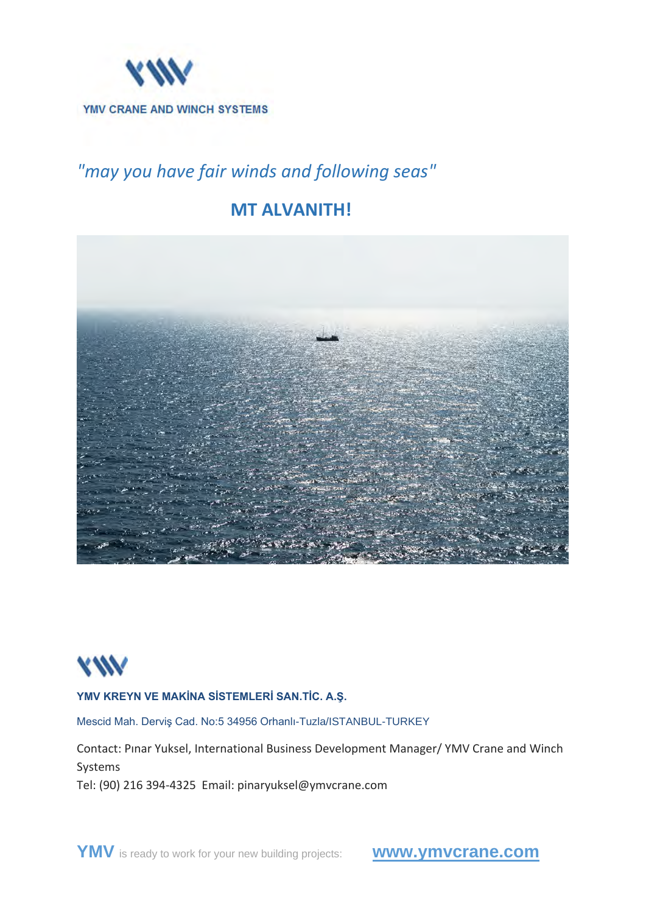YMV CRANE AND WINCH SYSTEMS

*"may you have fair winds and following seas"*

## MT ALVANITH!

**YMV KREYN VE MAKİNA SİSTEMLERİ SAN.TİC. A.Ş.**

Mescid Mah. Derviş Cad. No:5 34956 Orhanlı-Tuzla/ISTANBUL-TURKEY

Contact: Pınar Yuksel, International Business Development Manager/ YMV Crane and Winch Systems
Tel: (90) 216 394-4325 Email: pinaryuksel@ymvcrane.com

**YMV** is ready to work for your new building projects: **www.ymvcrane.com**